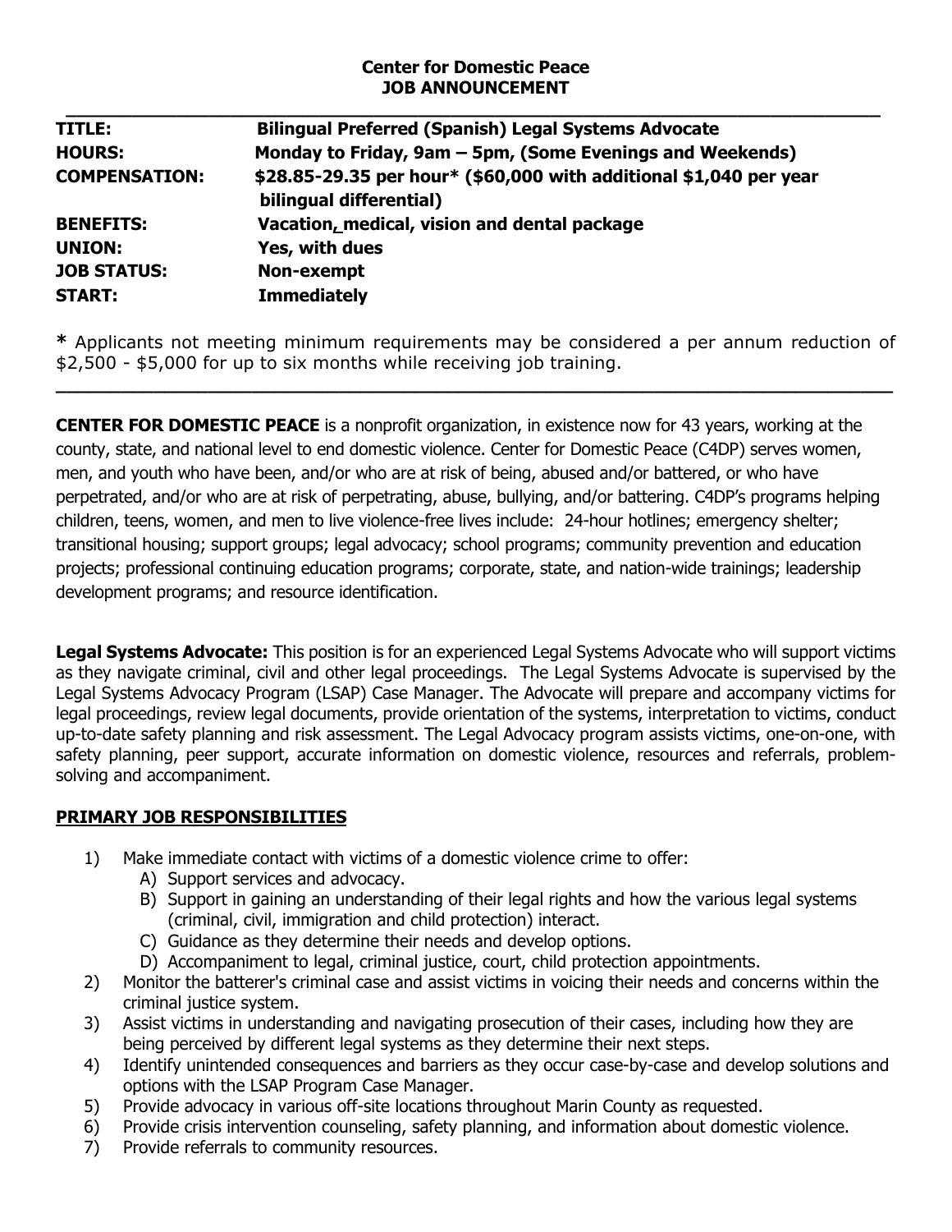**Center for Domestic Peace**
**JOB ANNOUNCEMENT**

---

| | |
|---|---|
| **TITLE:** | **Bilingual Preferred (Spanish) Legal Systems Advocate** |
| **HOURS:** | **Monday to Friday, 9am – 5pm, (Some Evenings and Weekends)** |
| **COMPENSATION:** | **$28.85-29.35 per hour* ($60,000 with additional $1,040 per year bilingual differential)** |
| **BENEFITS:** | **Vacation, medical, vision and dental package** |
| **UNION:** | **Yes, with dues** |
| **JOB STATUS:** | **Non-exempt** |
| **START:** | **Immediately** |

**\*** Applicants not meeting minimum requirements may be considered a per annum reduction of $2,500 - $5,000 for up to six months while receiving job training.

---

**CENTER FOR DOMESTIC PEACE** is a nonprofit organization, in existence now for 43 years, working at the county, state, and national level to end domestic violence. Center for Domestic Peace (C4DP) serves women, men, and youth who have been, and/or who are at risk of being, abused and/or battered, or who have perpetrated, and/or who are at risk of perpetrating, abuse, bullying, and/or battering. C4DP's programs helping children, teens, women, and men to live violence-free lives include: 24-hour hotlines; emergency shelter; transitional housing; support groups; legal advocacy; school programs; community prevention and education projects; professional continuing education programs; corporate, state, and nation-wide trainings; leadership development programs; and resource identification.

**Legal Systems Advocate:** This position is for an experienced Legal Systems Advocate who will support victims as they navigate criminal, civil and other legal proceedings. The Legal Systems Advocate is supervised by the Legal Systems Advocacy Program (LSAP) Case Manager. The Advocate will prepare and accompany victims for legal proceedings, review legal documents, provide orientation of the systems, interpretation to victims, conduct up-to-date safety planning and risk assessment. The Legal Advocacy program assists victims, one-on-one, with safety planning, peer support, accurate information on domestic violence, resources and referrals, problem-solving and accompaniment.

## PRIMARY JOB RESPONSIBILITIES

1) Make immediate contact with victims of a domestic violence crime to offer:
   A) Support services and advocacy.
   B) Support in gaining an understanding of their legal rights and how the various legal systems (criminal, civil, immigration and child protection) interact.
   C) Guidance as they determine their needs and develop options.
   D) Accompaniment to legal, criminal justice, court, child protection appointments.
2) Monitor the batterer's criminal case and assist victims in voicing their needs and concerns within the criminal justice system.
3) Assist victims in understanding and navigating prosecution of their cases, including how they are being perceived by different legal systems as they determine their next steps.
4) Identify unintended consequences and barriers as they occur case-by-case and develop solutions and options with the LSAP Program Case Manager.
5) Provide advocacy in various off-site locations throughout Marin County as requested.
6) Provide crisis intervention counseling, safety planning, and information about domestic violence.
7) Provide referrals to community resources.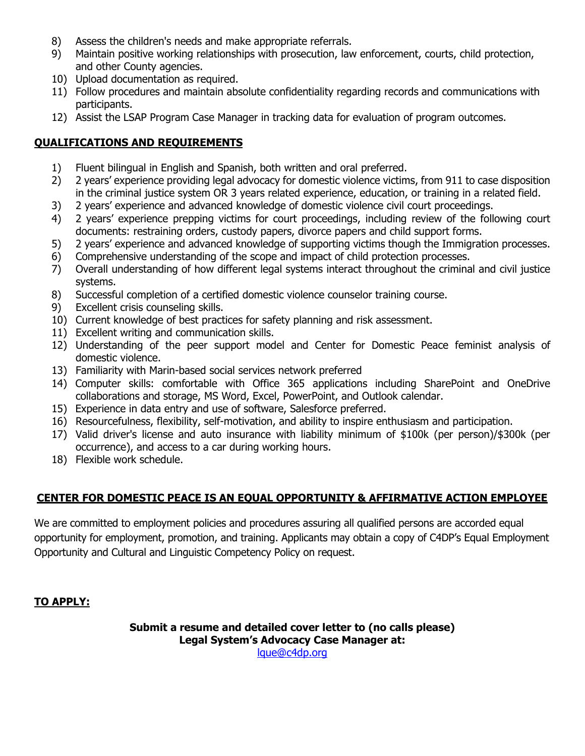8) Assess the children's needs and make appropriate referrals.
9) Maintain positive working relationships with prosecution, law enforcement, courts, child protection, and other County agencies.
10) Upload documentation as required.
11) Follow procedures and maintain absolute confidentiality regarding records and communications with participants.
12) Assist the LSAP Program Case Manager in tracking data for evaluation of program outcomes.

## QUALIFICATIONS AND REQUIREMENTS

1) Fluent bilingual in English and Spanish, both written and oral preferred.
2) 2 years' experience providing legal advocacy for domestic violence victims, from 911 to case disposition in the criminal justice system OR 3 years related experience, education, or training in a related field.
3) 2 years' experience and advanced knowledge of domestic violence civil court proceedings.
4) 2 years' experience prepping victims for court proceedings, including review of the following court documents: restraining orders, custody papers, divorce papers and child support forms.
5) 2 years' experience and advanced knowledge of supporting victims though the Immigration processes.
6) Comprehensive understanding of the scope and impact of child protection processes.
7) Overall understanding of how different legal systems interact throughout the criminal and civil justice systems.
8) Successful completion of a certified domestic violence counselor training course.
9) Excellent crisis counseling skills.
10) Current knowledge of best practices for safety planning and risk assessment.
11) Excellent writing and communication skills.
12) Understanding of the peer support model and Center for Domestic Peace feminist analysis of domestic violence.
13) Familiarity with Marin-based social services network preferred
14) Computer skills: comfortable with Office 365 applications including SharePoint and OneDrive collaborations and storage, MS Word, Excel, PowerPoint, and Outlook calendar.
15) Experience in data entry and use of software, Salesforce preferred.
16) Resourcefulness, flexibility, self-motivation, and ability to inspire enthusiasm and participation.
17) Valid driver's license and auto insurance with liability minimum of $100k (per person)/$300k (per occurrence), and access to a car during working hours.
18) Flexible work schedule.

## CENTER FOR DOMESTIC PEACE IS AN EQUAL OPPORTUNITY & AFFIRMATIVE ACTION EMPLOYEE

We are committed to employment policies and procedures assuring all qualified persons are accorded equal opportunity for employment, promotion, and training. Applicants may obtain a copy of C4DP's Equal Employment Opportunity and Cultural and Linguistic Competency Policy on request.

## TO APPLY:

**Submit a resume and detailed cover letter to (no calls please)**
**Legal System's Advocacy Case Manager at:**
lque@c4dp.org